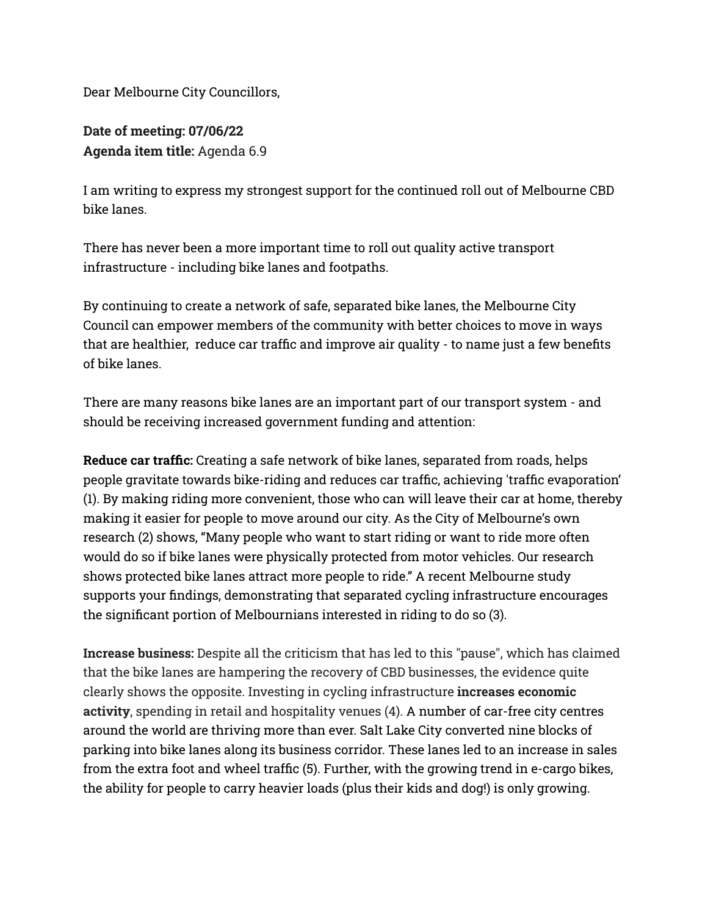Dear Melbourne City Councillors,

**Date of meeting: 07/06/22**
**Agenda item title:** Agenda 6.9

I am writing to express my strongest support for the continued roll out of Melbourne CBD bike lanes.

There has never been a more important time to roll out quality active transport infrastructure - including bike lanes and footpaths.

By continuing to create a network of safe, separated bike lanes, the Melbourne City Council can empower members of the community with better choices to move in ways that are healthier, reduce car traffic and improve air quality - to name just a few benefits of bike lanes.

There are many reasons bike lanes are an important part of our transport system - and should be receiving increased government funding and attention:

**Reduce car traffic:** Creating a safe network of bike lanes, separated from roads, helps people gravitate towards bike-riding and reduces car traffic, achieving 'traffic evaporation' (1). By making riding more convenient, those who can will leave their car at home, thereby making it easier for people to move around our city. As the City of Melbourne's own research (2) shows, "Many people who want to start riding or want to ride more often would do so if bike lanes were physically protected from motor vehicles. Our research shows protected bike lanes attract more people to ride." A recent Melbourne study supports your findings, demonstrating that separated cycling infrastructure encourages the significant portion of Melbournians interested in riding to do so (3).

**Increase business:** Despite all the criticism that has led to this "pause", which has claimed that the bike lanes are hampering the recovery of CBD businesses, the evidence quite clearly shows the opposite. Investing in cycling infrastructure **increases economic activity**, spending in retail and hospitality venues (4). A number of car-free city centres around the world are thriving more than ever. Salt Lake City converted nine blocks of parking into bike lanes along its business corridor. These lanes led to an increase in sales from the extra foot and wheel traffic (5). Further, with the growing trend in e-cargo bikes, the ability for people to carry heavier loads (plus their kids and dog!) is only growing.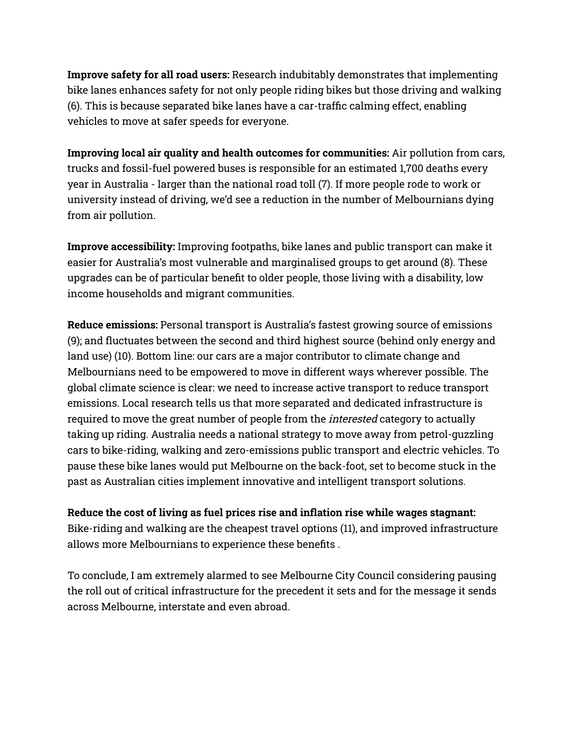**Improve safety for all road users:** Research indubitably demonstrates that implementing bike lanes enhances safety for not only people riding bikes but those driving and walking (6). This is because separated bike lanes have a car-traffic calming effect, enabling vehicles to move at safer speeds for everyone.

**Improving local air quality and health outcomes for communities:** Air pollution from cars, trucks and fossil-fuel powered buses is responsible for an estimated 1,700 deaths every year in Australia - larger than the national road toll (7). If more people rode to work or university instead of driving, we'd see a reduction in the number of Melbournians dying from air pollution.

**Improve accessibility:** Improving footpaths, bike lanes and public transport can make it easier for Australia's most vulnerable and marginalised groups to get around (8). These upgrades can be of particular benefit to older people, those living with a disability, low income households and migrant communities.

**Reduce emissions:** Personal transport is Australia's fastest growing source of emissions (9); and fluctuates between the second and third highest source (behind only energy and land use) (10). Bottom line: our cars are a major contributor to climate change and Melbournians need to be empowered to move in different ways wherever possible. The global climate science is clear: we need to increase active transport to reduce transport emissions. Local research tells us that more separated and dedicated infrastructure is required to move the great number of people from the *interested* category to actually taking up riding. Australia needs a national strategy to move away from petrol-guzzling cars to bike-riding, walking and zero-emissions public transport and electric vehicles. To pause these bike lanes would put Melbourne on the back-foot, set to become stuck in the past as Australian cities implement innovative and intelligent transport solutions.

**Reduce the cost of living as fuel prices rise and inflation rise while wages stagnant:** Bike-riding and walking are the cheapest travel options (11), and improved infrastructure allows more Melbournians to experience these benefits .

To conclude, I am extremely alarmed to see Melbourne City Council considering pausing the roll out of critical infrastructure for the precedent it sets and for the message it sends across Melbourne, interstate and even abroad.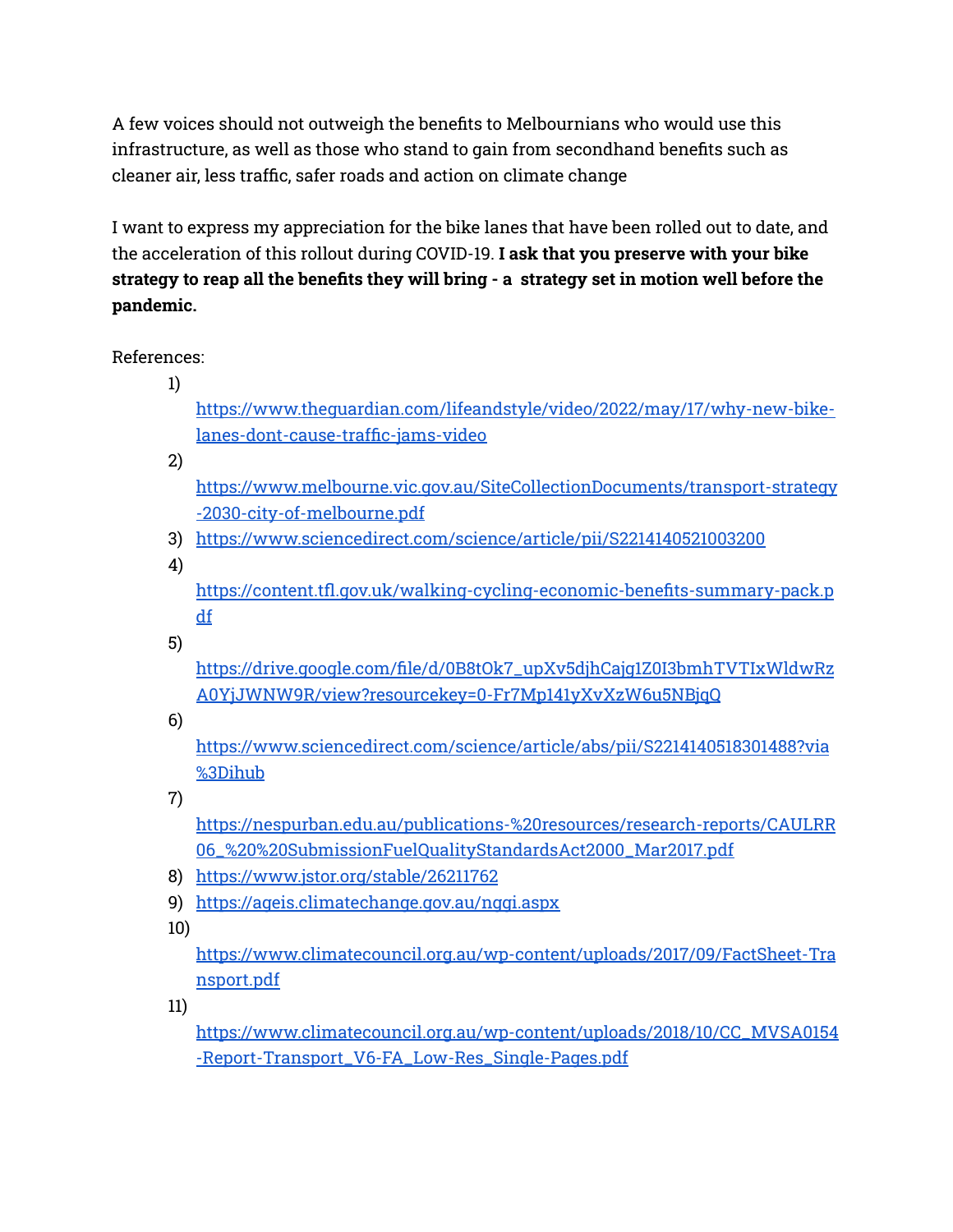A few voices should not outweigh the benefits to Melbournians who would use this infrastructure, as well as those who stand to gain from secondhand benefits such as cleaner air, less traffic, safer roads and action on climate change

I want to express my appreciation for the bike lanes that have been rolled out to date, and the acceleration of this rollout during COVID-19. **I ask that you preserve with your bike strategy to reap all the benefits they will bring - a strategy set in motion well before the pandemic.**

References:

1) https://www.theguardian.com/lifeandstyle/video/2022/may/17/why-new-bike-lanes-dont-cause-traffic-jams-video
2) https://www.melbourne.vic.gov.au/SiteCollectionDocuments/transport-strategy-2030-city-of-melbourne.pdf
3) https://www.sciencedirect.com/science/article/pii/S2214140521003200
4) https://content.tfl.gov.uk/walking-cycling-economic-benefits-summary-pack.pdf
5) https://drive.google.com/file/d/0B8tOk7_upXv5djhCajg1Z0I3bmhTVTIxWldwRzA0YjJWNW9R/view?resourcekey=0-Fr7Mp141yXvXzW6u5NBjqQ
6) https://www.sciencedirect.com/science/article/abs/pii/S2214140518301488?via%3Dihub
7) https://nespurban.edu.au/publications-%20resources/research-reports/CAULRR06_%20%20SubmissionFuelQualityStandardsAct2000_Mar2017.pdf
8) https://www.jstor.org/stable/26211762
9) https://ageis.climatechange.gov.au/nggi.aspx
10) https://www.climatecouncil.org.au/wp-content/uploads/2017/09/FactSheet-Transport.pdf
11) https://www.climatecouncil.org.au/wp-content/uploads/2018/10/CC_MVSA0154-Report-Transport_V6-FA_Low-Res_Single-Pages.pdf